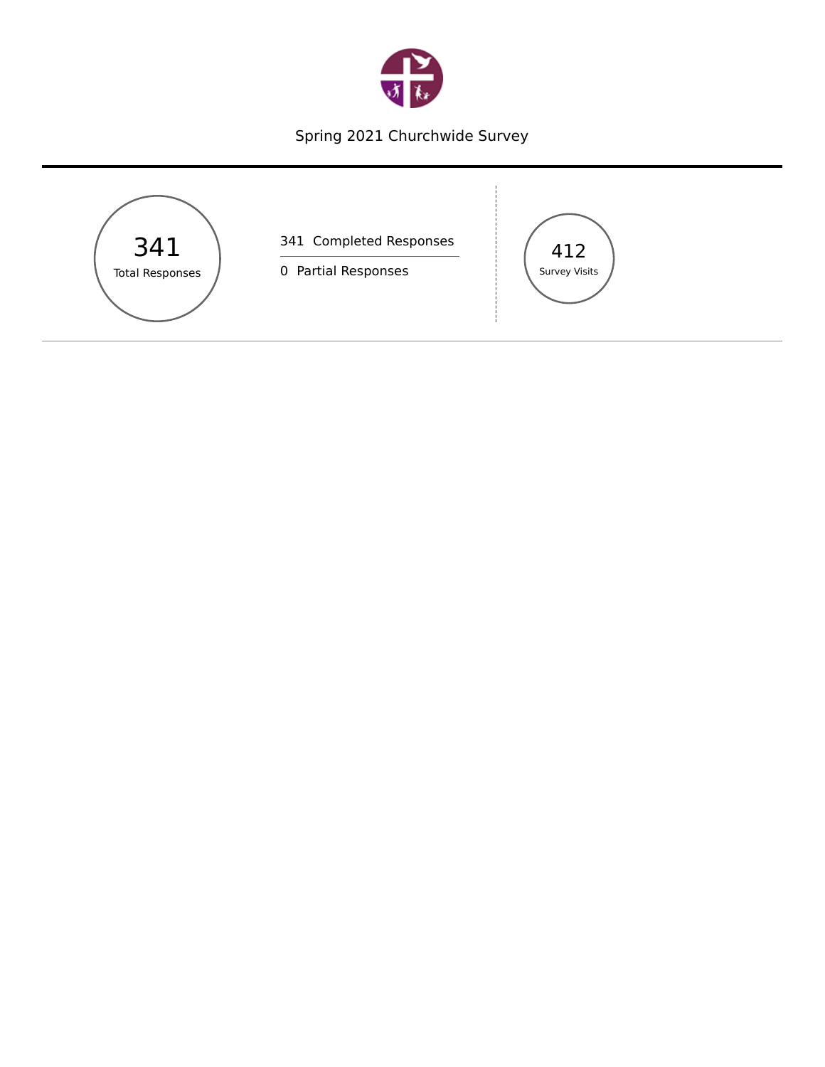# Spring 2021 Churchwide Survey

**341**
Total Responses

341 Completed Responses

0 Partial Responses

**412**
Survey Visits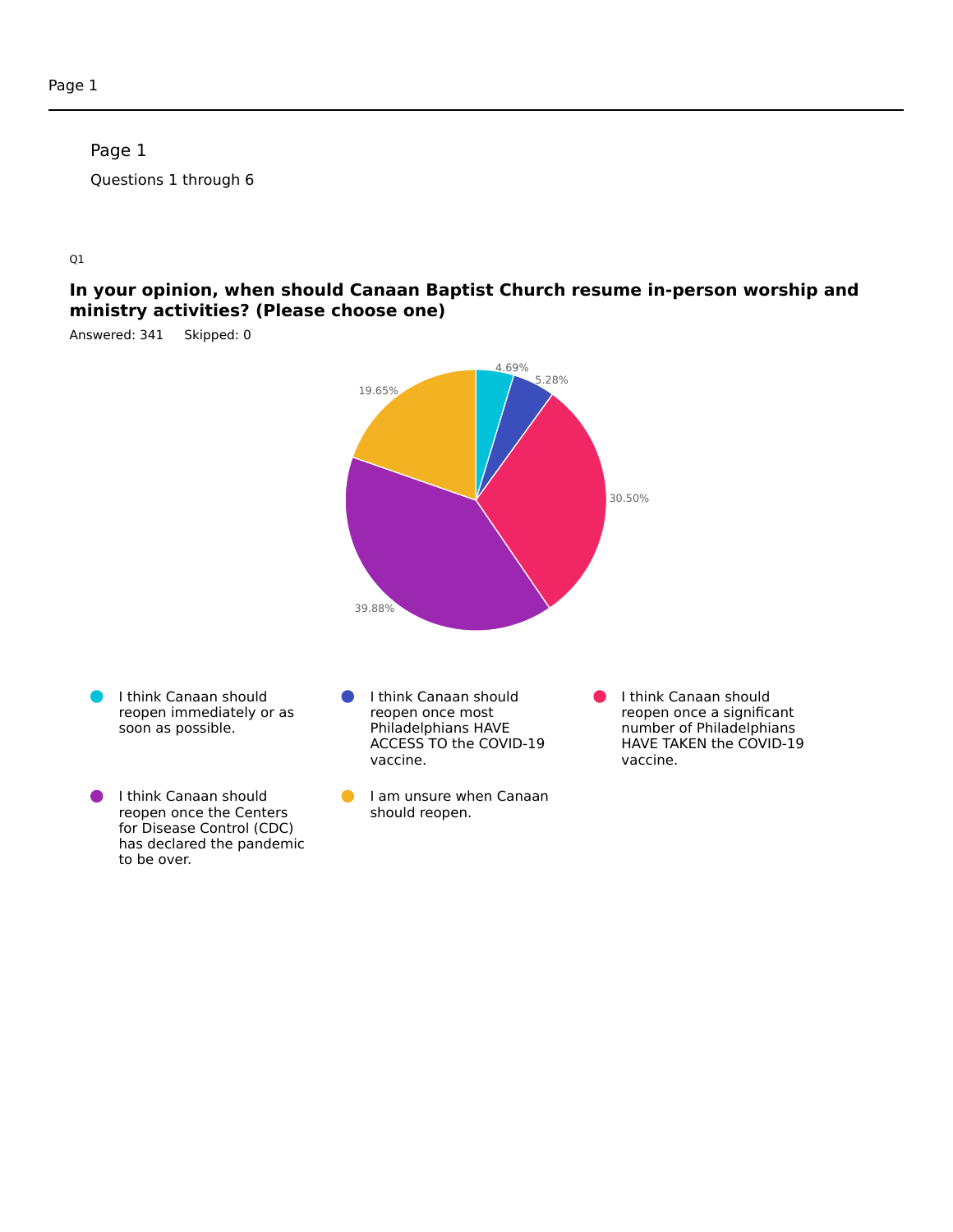Page 1

## Page 1

Questions 1 through 6

Q1

### In your opinion, when should Canaan Baptist Church resume in-person worship and ministry activities? (Please choose one)

Answered: 341 Skipped: 0

| Answer Choice | Percentage |
| --- | --- |
| I think Canaan should reopen immediately or as soon as possible. | 4.69% |
| I think Canaan should reopen once most Philadelphians HAVE ACCESS TO the COVID-19 vaccine. | 5.28% |
| I think Canaan should reopen once a significant number of Philadelphians HAVE TAKEN the COVID-19 vaccine. | 30.50% |
| I think Canaan should reopen once the Centers for Disease Control (CDC) has declared the pandemic to be over. | 39.88% |
| I am unsure when Canaan should reopen. | 19.65% |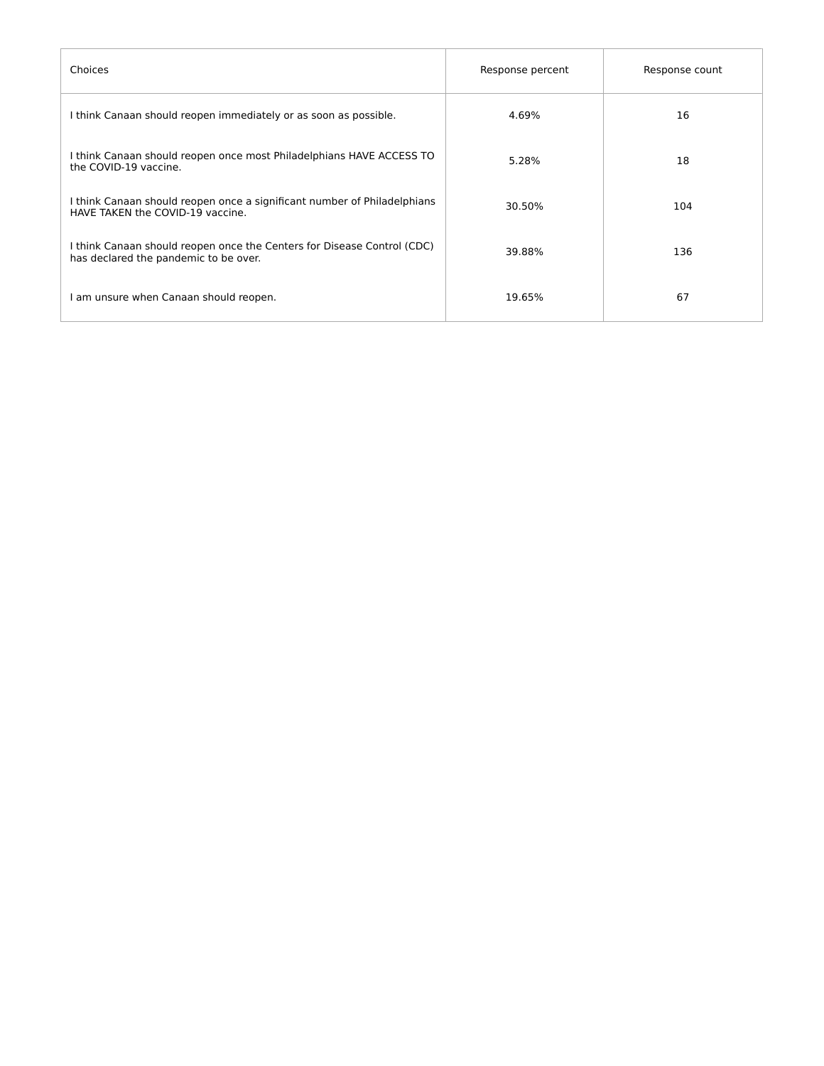| Choices | Response percent | Response count |
| --- | --- | --- |
| I think Canaan should reopen immediately or as soon as possible. | 4.69% | 16 |
| I think Canaan should reopen once most Philadelphians HAVE ACCESS TO the COVID-19 vaccine. | 5.28% | 18 |
| I think Canaan should reopen once a significant number of Philadelphians HAVE TAKEN the COVID-19 vaccine. | 30.50% | 104 |
| I think Canaan should reopen once the Centers for Disease Control (CDC) has declared the pandemic to be over. | 39.88% | 136 |
| I am unsure when Canaan should reopen. | 19.65% | 67 |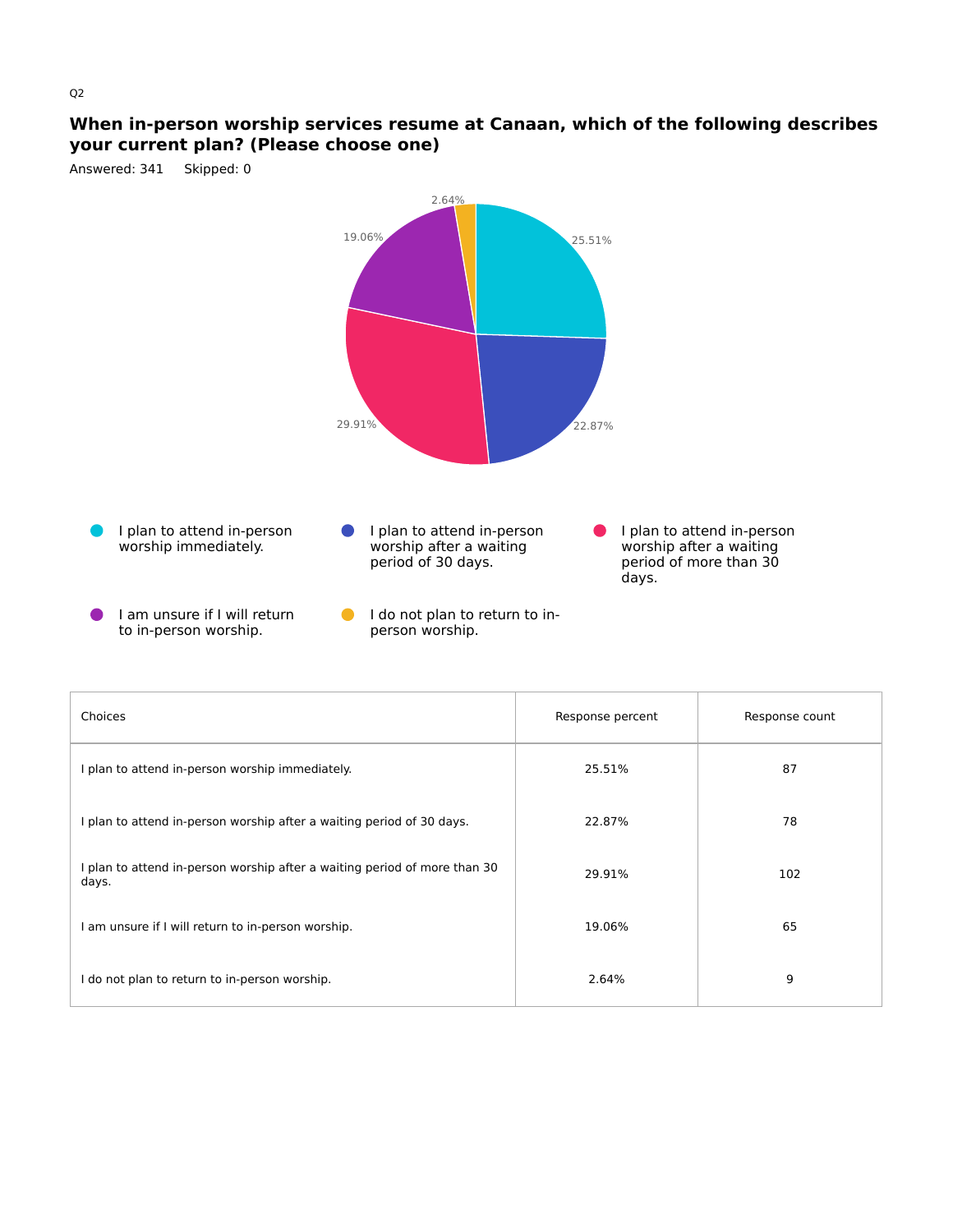Q2

## When in-person worship services resume at Canaan, which of the following describes your current plan? (Please choose one)

Answered: 341 Skipped: 0

| Choices | Response percent | Response count |
|---|---|---|
| I plan to attend in-person worship immediately. | 25.51% | 87 |
| I plan to attend in-person worship after a waiting period of 30 days. | 22.87% | 78 |
| I plan to attend in-person worship after a waiting period of more than 30 days. | 29.91% | 102 |
| I am unsure if I will return to in-person worship. | 19.06% | 65 |
| I do not plan to return to in-person worship. | 2.64% | 9 |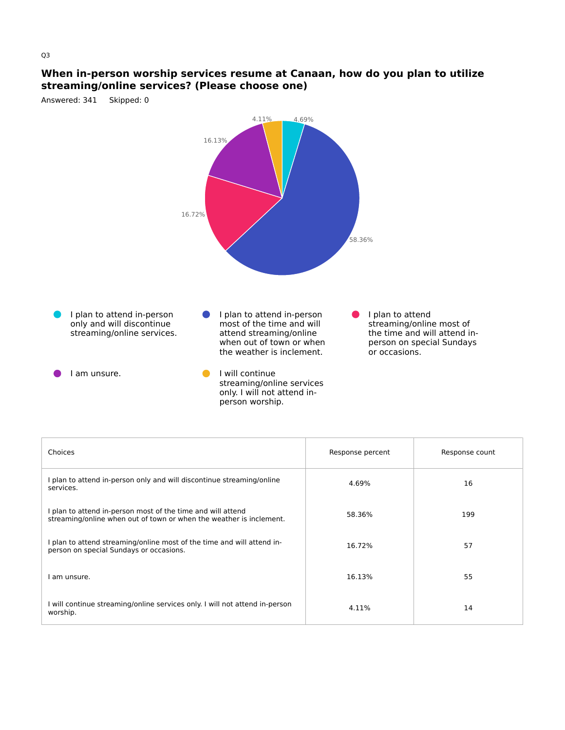Q3

## When in-person worship services resume at Canaan, how do you plan to utilize streaming/online services? (Please choose one)

Answered: 341 Skipped: 0

| Choices | Response percent | Response count |
|---|---|---|
| I plan to attend in-person only and will discontinue streaming/online services. | 4.69% | 16 |
| I plan to attend in-person most of the time and will attend streaming/online when out of town or when the weather is inclement. | 58.36% | 199 |
| I plan to attend streaming/online most of the time and will attend in-person on special Sundays or occasions. | 16.72% | 57 |
| I am unsure. | 16.13% | 55 |
| I will continue streaming/online services only. I will not attend in-person worship. | 4.11% | 14 |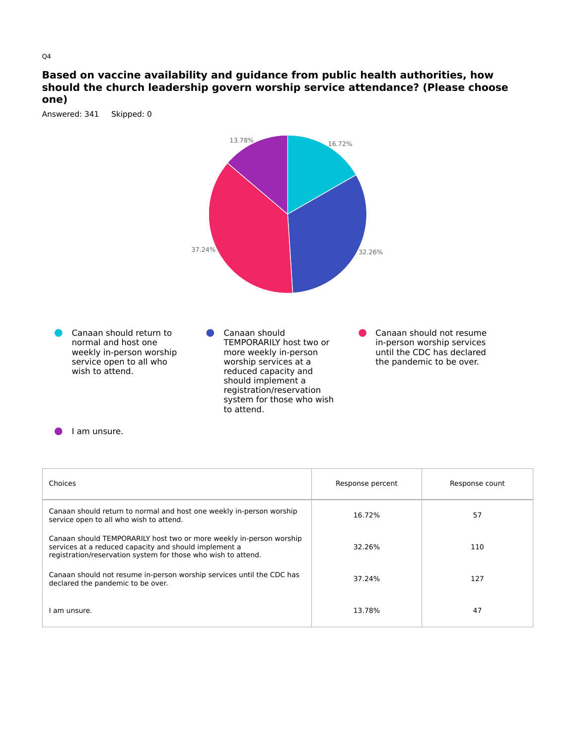Q4

## Based on vaccine availability and guidance from public health authorities, how should the church leadership govern worship service attendance? (Please choose one)

Answered: 341 Skipped: 0

13.78%

16.72%

37.24%

32.26%

- Canaan should return to normal and host one weekly in-person worship service open to all who wish to attend.
- Canaan should TEMPORARILY host two or more weekly in-person worship services at a reduced capacity and should implement a registration/reservation system for those who wish to attend.
- Canaan should not resume in-person worship services until the CDC has declared the pandemic to be over.
- I am unsure.

| Choices | Response percent | Response count |
|---|---|---|
| Canaan should return to normal and host one weekly in-person worship service open to all who wish to attend. | 16.72% | 57 |
| Canaan should TEMPORARILY host two or more weekly in-person worship services at a reduced capacity and should implement a registration/reservation system for those who wish to attend. | 32.26% | 110 |
| Canaan should not resume in-person worship services until the CDC has declared the pandemic to be over. | 37.24% | 127 |
| I am unsure. | 13.78% | 47 |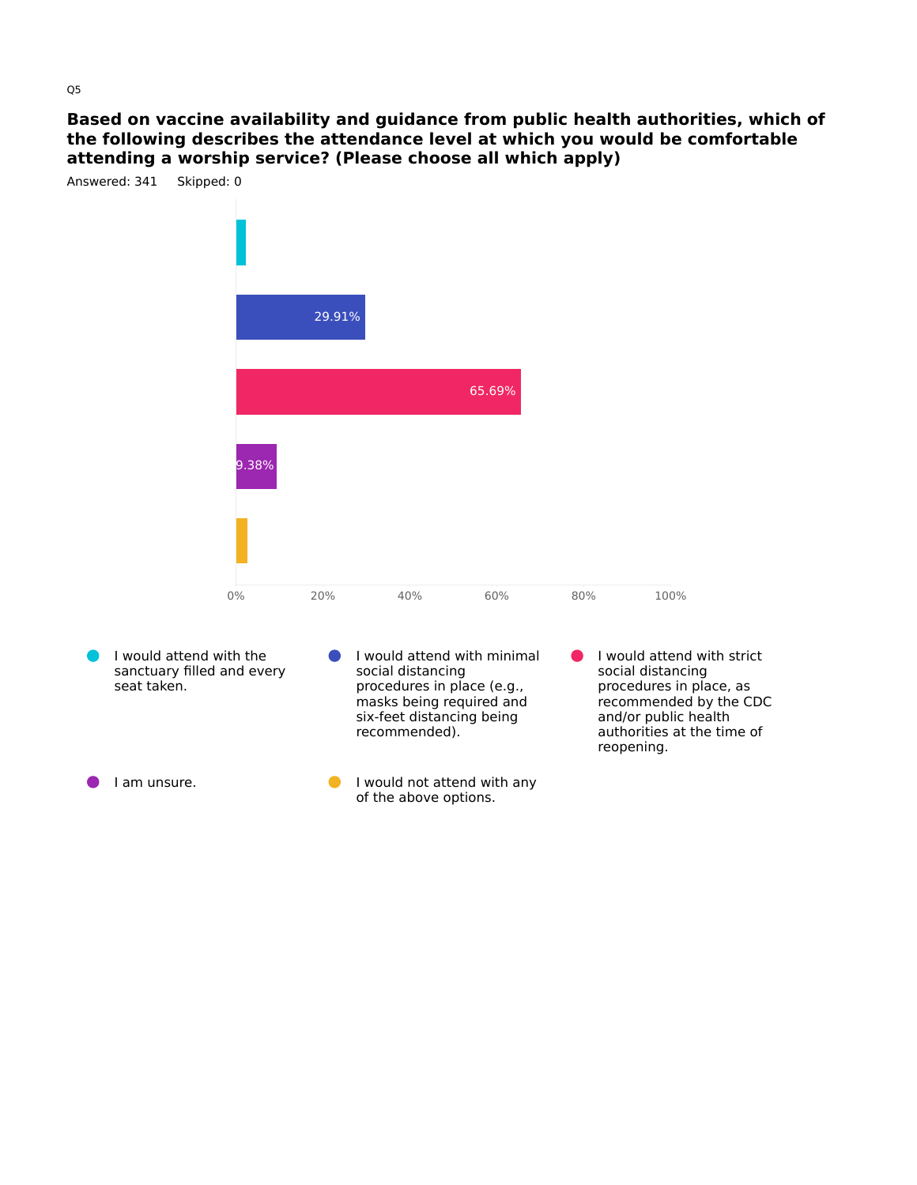Q5

## Based on vaccine availability and guidance from public health authorities, which of the following describes the attendance level at which you would be comfortable attending a worship service? (Please choose all which apply)

Answered: 341 Skipped: 0

| Answer Choice | Percentage |
|---|---|
| I would attend with the sanctuary filled and every seat taken. | |
| I would attend with minimal social distancing procedures in place (e.g., masks being required and six-feet distancing being recommended). | 29.91% |
| I would attend with strict social distancing procedures in place, as recommended by the CDC and/or public health authorities at the time of reopening. | 65.69% |
| I am unsure. | 9.38% |
| I would not attend with any of the above options. | |

0% 20% 40% 60% 80% 100%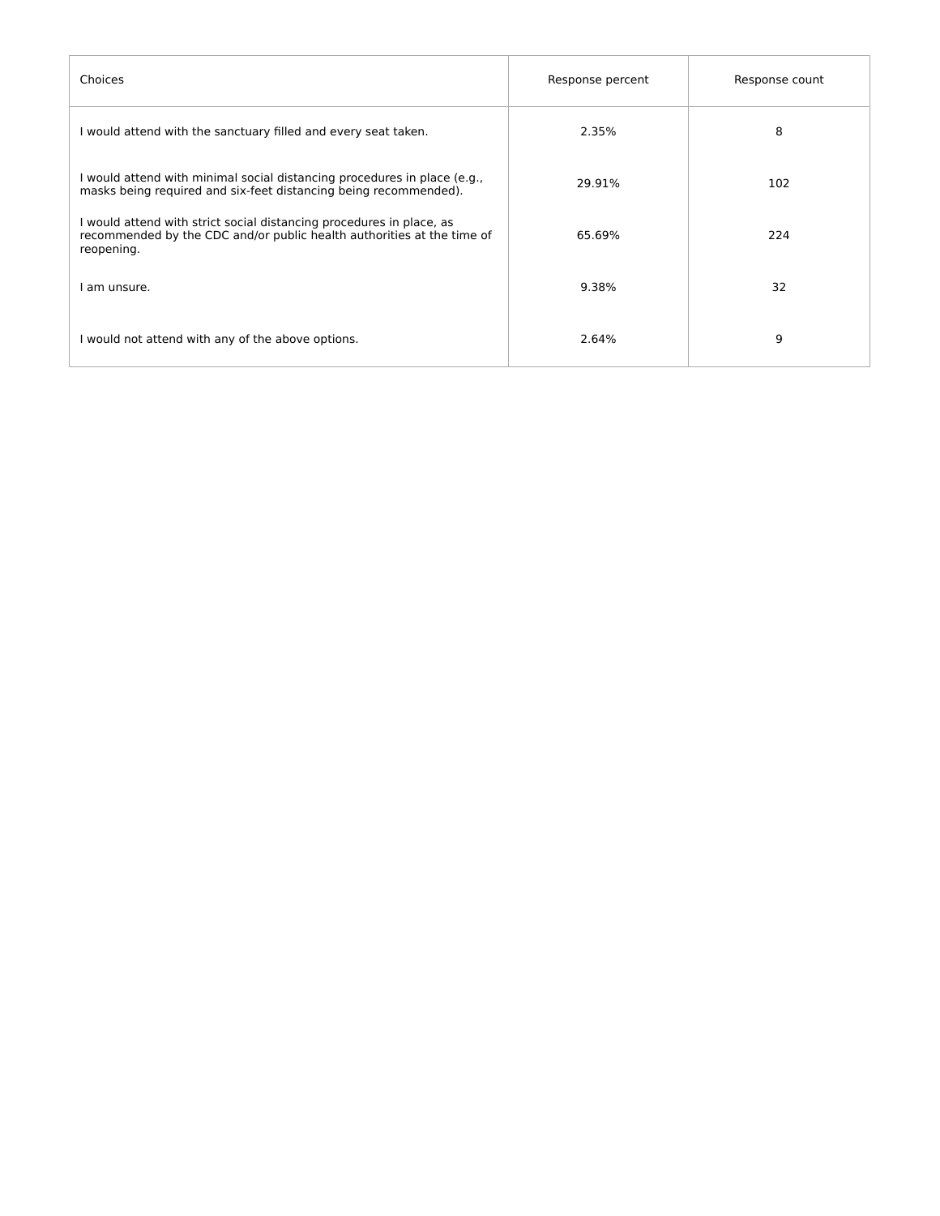| Choices | Response percent | Response count |
|---|---|---|
| I would attend with the sanctuary filled and every seat taken. | 2.35% | 8 |
| I would attend with minimal social distancing procedures in place (e.g., masks being required and six-feet distancing being recommended). | 29.91% | 102 |
| I would attend with strict social distancing procedures in place, as recommended by the CDC and/or public health authorities at the time of reopening. | 65.69% | 224 |
| I am unsure. | 9.38% | 32 |
| I would not attend with any of the above options. | 2.64% | 9 |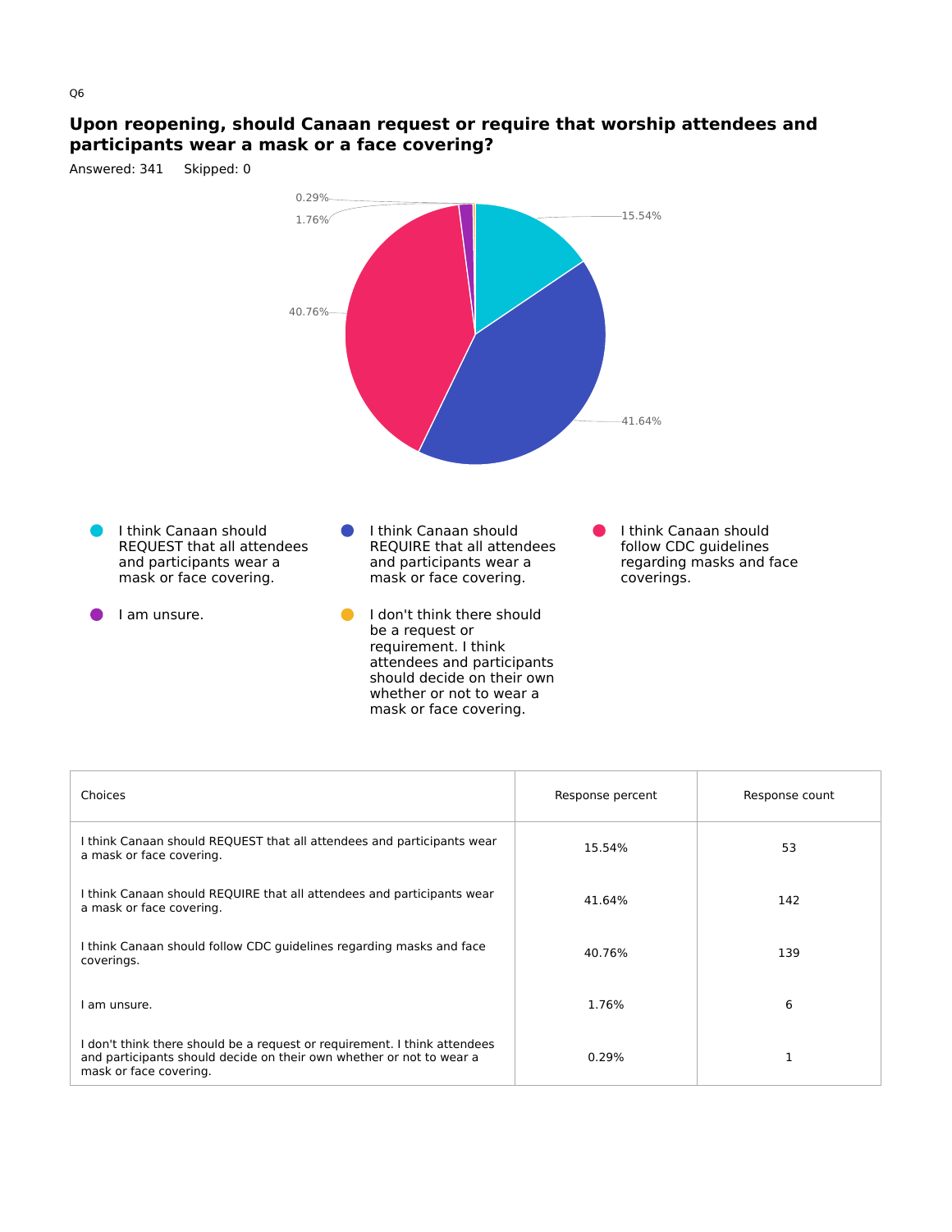Q6

## Upon reopening, should Canaan request or require that worship attendees and participants wear a mask or a face covering?

Answered: 341    Skipped: 0

- I think Canaan should REQUEST that all attendees and participants wear a mask or face covering.
- I think Canaan should REQUIRE that all attendees and participants wear a mask or face covering.
- I think Canaan should follow CDC guidelines regarding masks and face coverings.
- I am unsure.
- I don't think there should be a request or requirement. I think attendees and participants should decide on their own whether or not to wear a mask or face covering.

| Choices | Response percent | Response count |
|---|---|---|
| I think Canaan should REQUEST that all attendees and participants wear a mask or face covering. | 15.54% | 53 |
| I think Canaan should REQUIRE that all attendees and participants wear a mask or face covering. | 41.64% | 142 |
| I think Canaan should follow CDC guidelines regarding masks and face coverings. | 40.76% | 139 |
| I am unsure. | 1.76% | 6 |
| I don't think there should be a request or requirement. I think attendees and participants should decide on their own whether or not to wear a mask or face covering. | 0.29% | 1 |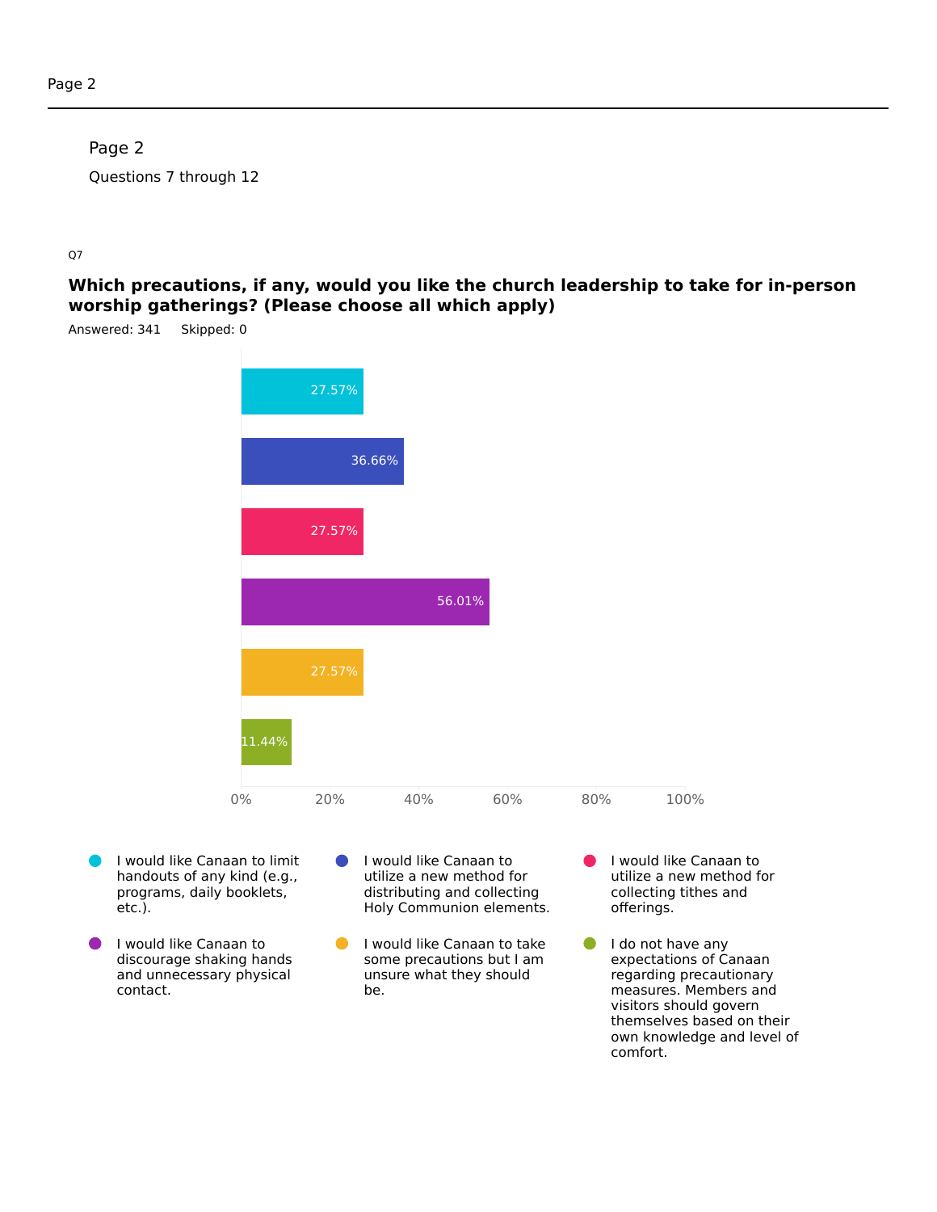## Page 2

Questions 7 through 12

Q7

### Which precautions, if any, would you like the church leadership to take for in-person worship gatherings? (Please choose all which apply)

Answered: 341    Skipped: 0

| Answer Choice | Percentage |
| --- | --- |
| I would like Canaan to limit handouts of any kind (e.g., programs, daily booklets, etc.). | 27.57% |
| I would like Canaan to utilize a new method for distributing and collecting Holy Communion elements. | 36.66% |
| I would like Canaan to utilize a new method for collecting tithes and offerings. | 27.57% |
| I would like Canaan to discourage shaking hands and unnecessary physical contact. | 56.01% |
| I would like Canaan to take some precautions but I am unsure what they should be. | 27.57% |
| I do not have any expectations of Canaan regarding precautionary measures. Members and visitors should govern themselves based on their own knowledge and level of comfort. | 11.44% |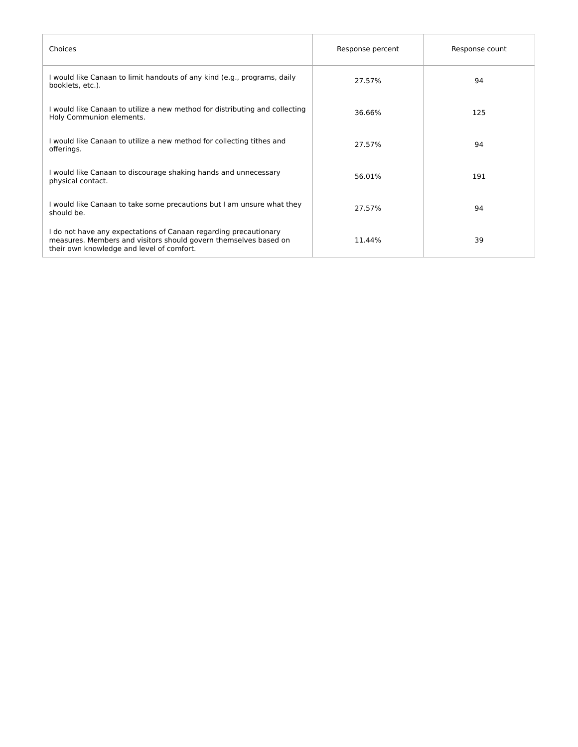| Choices | Response percent | Response count |
|---|---|---|
| I would like Canaan to limit handouts of any kind (e.g., programs, daily booklets, etc.). | 27.57% | 94 |
| I would like Canaan to utilize a new method for distributing and collecting Holy Communion elements. | 36.66% | 125 |
| I would like Canaan to utilize a new method for collecting tithes and offerings. | 27.57% | 94 |
| I would like Canaan to discourage shaking hands and unnecessary physical contact. | 56.01% | 191 |
| I would like Canaan to take some precautions but I am unsure what they should be. | 27.57% | 94 |
| I do not have any expectations of Canaan regarding precautionary measures. Members and visitors should govern themselves based on their own knowledge and level of comfort. | 11.44% | 39 |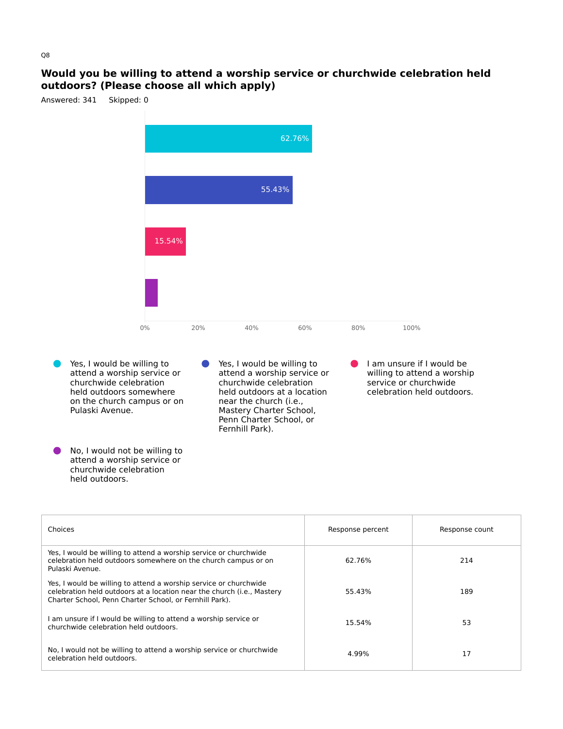Q8

## Would you be willing to attend a worship service or churchwide celebration held outdoors? (Please choose all which apply)

Answered: 341    Skipped: 0

| Choices | Response percent | Response count |
|---|---|---|
| Yes, I would be willing to attend a worship service or churchwide celebration held outdoors somewhere on the church campus or on Pulaski Avenue. | 62.76% | 214 |
| Yes, I would be willing to attend a worship service or churchwide celebration held outdoors at a location near the church (i.e., Mastery Charter School, Penn Charter School, or Fernhill Park). | 55.43% | 189 |
| I am unsure if I would be willing to attend a worship service or churchwide celebration held outdoors. | 15.54% | 53 |
| No, I would not be willing to attend a worship service or churchwide celebration held outdoors. | 4.99% | 17 |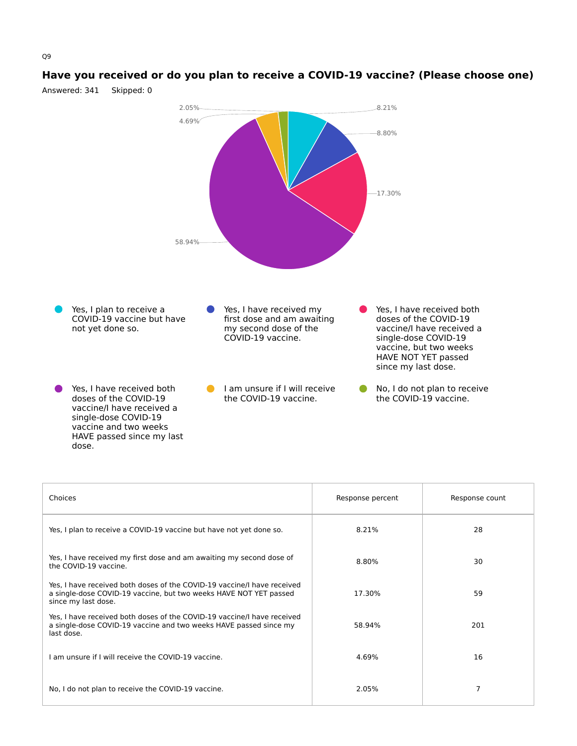Q9

## Have you received or do you plan to receive a COVID-19 vaccine? (Please choose one)

Answered: 341 Skipped: 0

| Choices | Response percent | Response count |
|---|---|---|
| Yes, I plan to receive a COVID-19 vaccine but have not yet done so. | 8.21% | 28 |
| Yes, I have received my first dose and am awaiting my second dose of the COVID-19 vaccine. | 8.80% | 30 |
| Yes, I have received both doses of the COVID-19 vaccine/I have received a single-dose COVID-19 vaccine, but two weeks HAVE NOT YET passed since my last dose. | 17.30% | 59 |
| Yes, I have received both doses of the COVID-19 vaccine/I have received a single-dose COVID-19 vaccine and two weeks HAVE passed since my last dose. | 58.94% | 201 |
| I am unsure if I will receive the COVID-19 vaccine. | 4.69% | 16 |
| No, I do not plan to receive the COVID-19 vaccine. | 2.05% | 7 |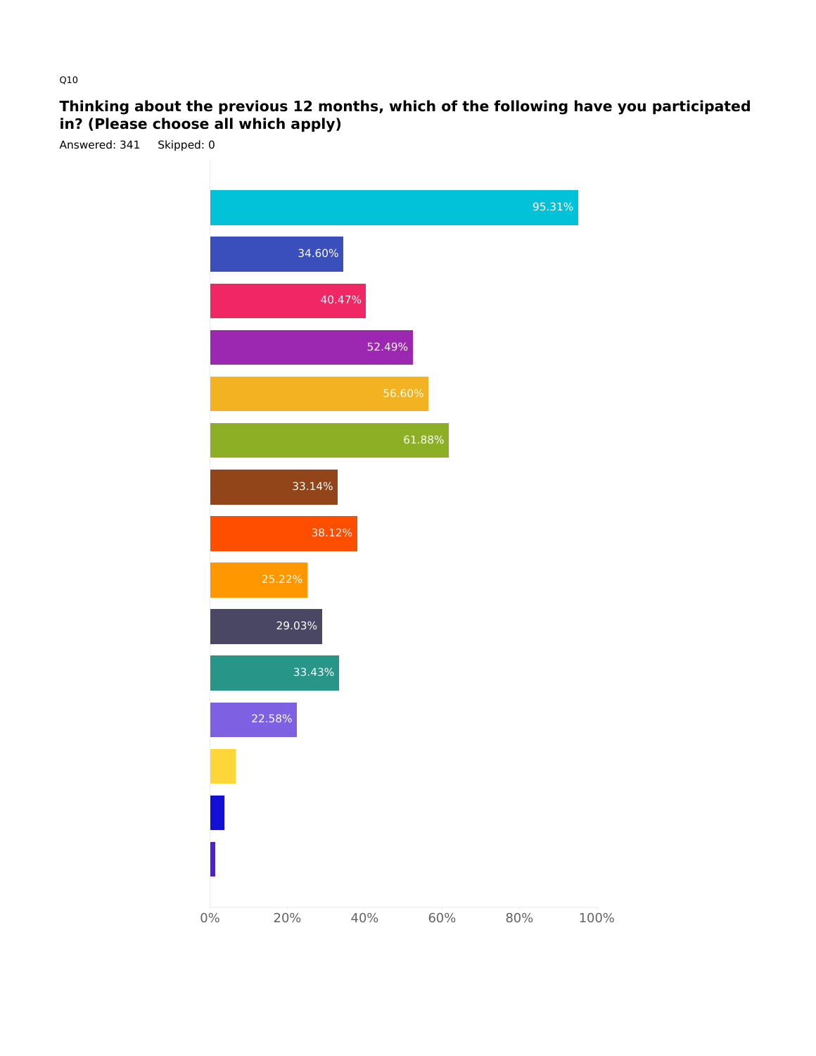Q10

## Thinking about the previous 12 months, which of the following have you participated in? (Please choose all which apply)

Answered: 341    Skipped: 0

| Bar | Percentage |
|---|---|
| 1 | 95.31% |
| 2 | 34.60% |
| 3 | 40.47% |
| 4 | 52.49% |
| 5 | 56.60% |
| 6 | 61.88% |
| 7 | 33.14% |
| 8 | 38.12% |
| 9 | 25.22% |
| 10 | 29.03% |
| 11 | 33.43% |
| 12 | 22.58% |
| 13 | |
| 14 | |
| 15 | |

0% 20% 40% 60% 80% 100%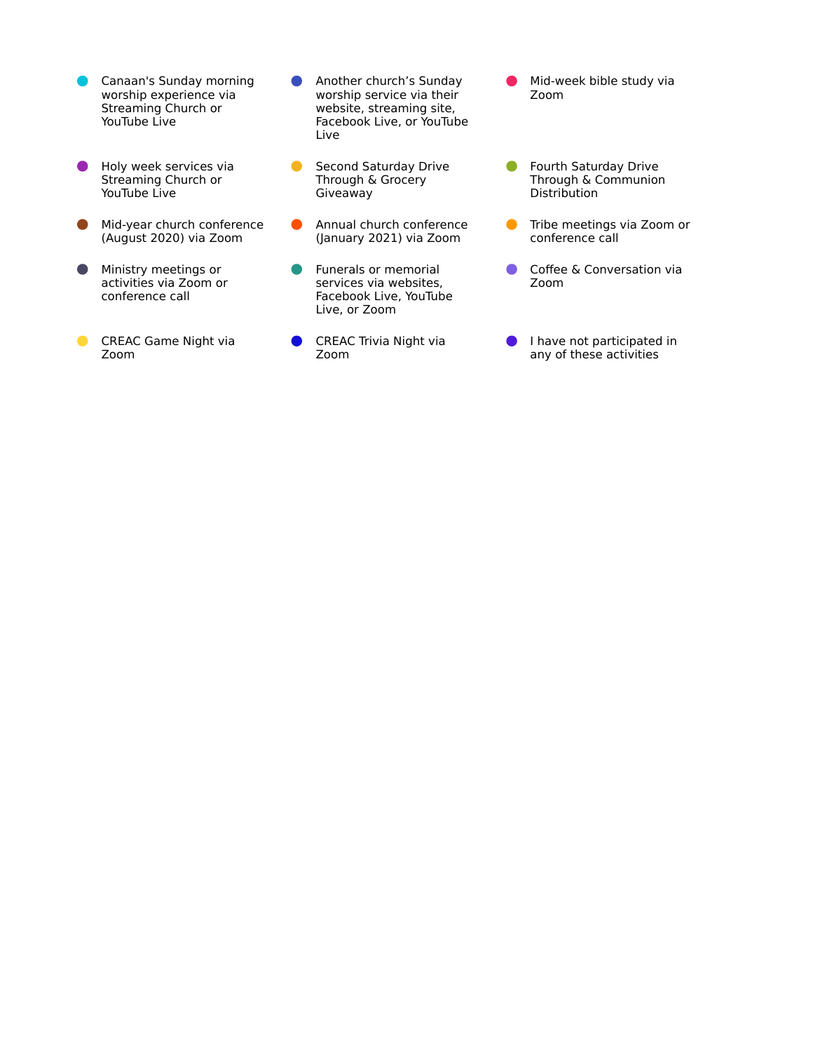- Canaan's Sunday morning worship experience via Streaming Church or YouTube Live
- Another church's Sunday worship service via their website, streaming site, Facebook Live, or YouTube Live
- Mid-week bible study via Zoom
- Holy week services via Streaming Church or YouTube Live
- Second Saturday Drive Through & Grocery Giveaway
- Fourth Saturday Drive Through & Communion Distribution
- Mid-year church conference (August 2020) via Zoom
- Annual church conference (January 2021) via Zoom
- Tribe meetings via Zoom or conference call
- Ministry meetings or activities via Zoom or conference call
- Funerals or memorial services via websites, Facebook Live, YouTube Live, or Zoom
- Coffee & Conversation via Zoom
- CREAC Game Night via Zoom
- CREAC Trivia Night via Zoom
- I have not participated in any of these activities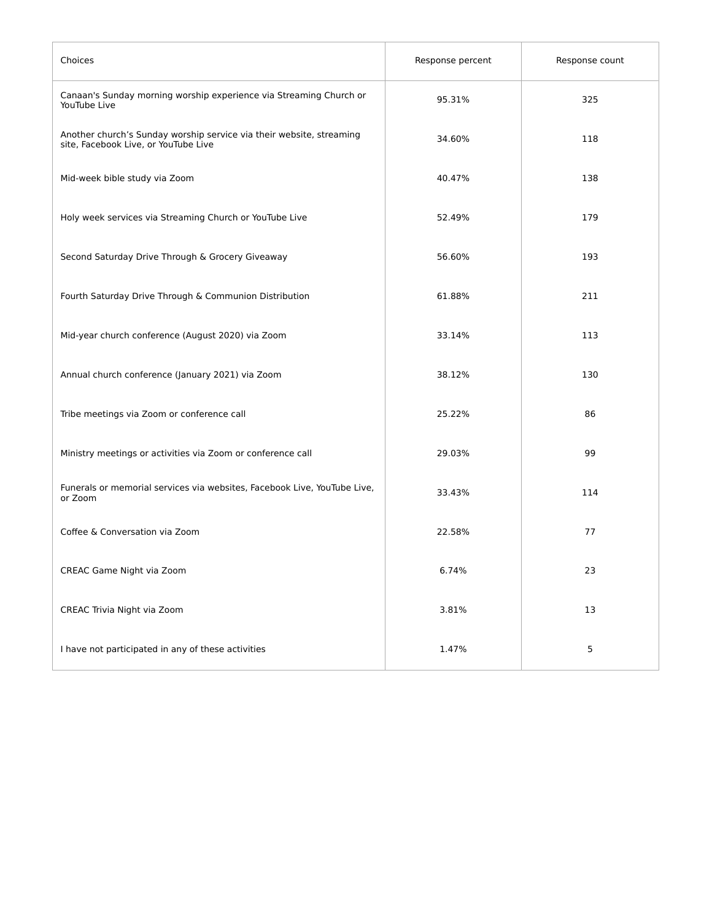| Choices | Response percent | Response count |
| --- | --- | --- |
| Canaan's Sunday morning worship experience via Streaming Church or YouTube Live | 95.31% | 325 |
| Another church’s Sunday worship service via their website, streaming site, Facebook Live, or YouTube Live | 34.60% | 118 |
| Mid-week bible study via Zoom | 40.47% | 138 |
| Holy week services via Streaming Church or YouTube Live | 52.49% | 179 |
| Second Saturday Drive Through & Grocery Giveaway | 56.60% | 193 |
| Fourth Saturday Drive Through & Communion Distribution | 61.88% | 211 |
| Mid-year church conference (August 2020) via Zoom | 33.14% | 113 |
| Annual church conference (January 2021) via Zoom | 38.12% | 130 |
| Tribe meetings via Zoom or conference call | 25.22% | 86 |
| Ministry meetings or activities via Zoom or conference call | 29.03% | 99 |
| Funerals or memorial services via websites, Facebook Live, YouTube Live, or Zoom | 33.43% | 114 |
| Coffee & Conversation via Zoom | 22.58% | 77 |
| CREAC Game Night via Zoom | 6.74% | 23 |
| CREAC Trivia Night via Zoom | 3.81% | 13 |
| I have not participated in any of these activities | 1.47% | 5 |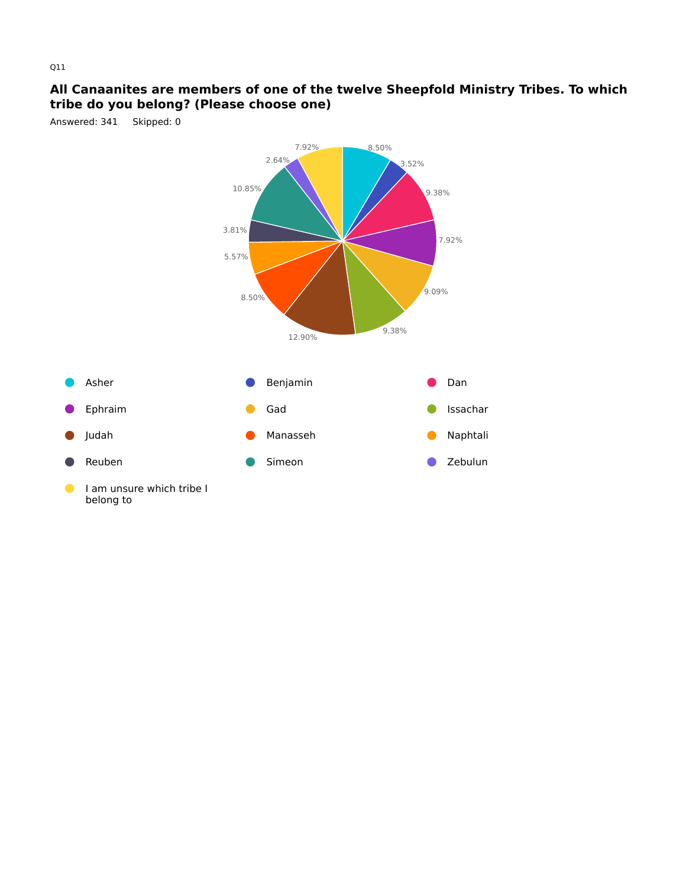Q11

**All Canaanites are members of one of the twelve Sheepfold Ministry Tribes. To which tribe do you belong? (Please choose one)**

Answered: 341 Skipped: 0

| Answer Choice | Percentage |
| --- | --- |
| Asher | 8.50% |
| Benjamin | 3.52% |
| Dan | 9.38% |
| Ephraim | 7.92% |
| Gad | 9.09% |
| Issachar | 9.38% |
| Judah | 12.90% |
| Manasseh | 8.50% |
| Naphtali | 5.57% |
| Reuben | 3.81% |
| Simeon | 10.85% |
| Zebulun | 2.64% |
| I am unsure which tribe I belong to | 7.92% |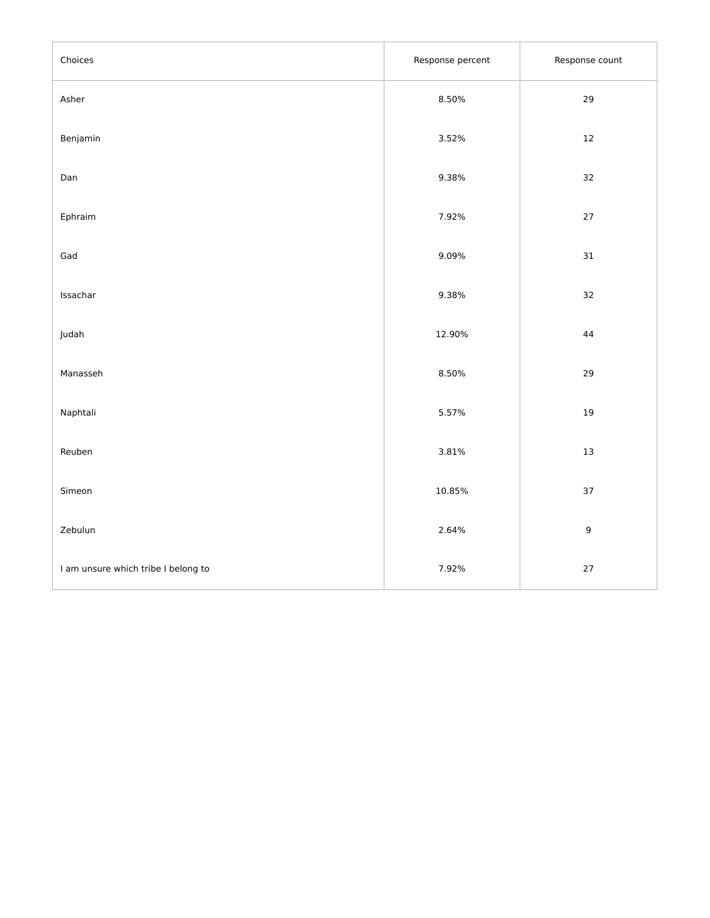| Choices | Response percent | Response count |
|---|---|---|
| Asher | 8.50% | 29 |
| Benjamin | 3.52% | 12 |
| Dan | 9.38% | 32 |
| Ephraim | 7.92% | 27 |
| Gad | 9.09% | 31 |
| Issachar | 9.38% | 32 |
| Judah | 12.90% | 44 |
| Manasseh | 8.50% | 29 |
| Naphtali | 5.57% | 19 |
| Reuben | 3.81% | 13 |
| Simeon | 10.85% | 37 |
| Zebulun | 2.64% | 9 |
| I am unsure which tribe I belong to | 7.92% | 27 |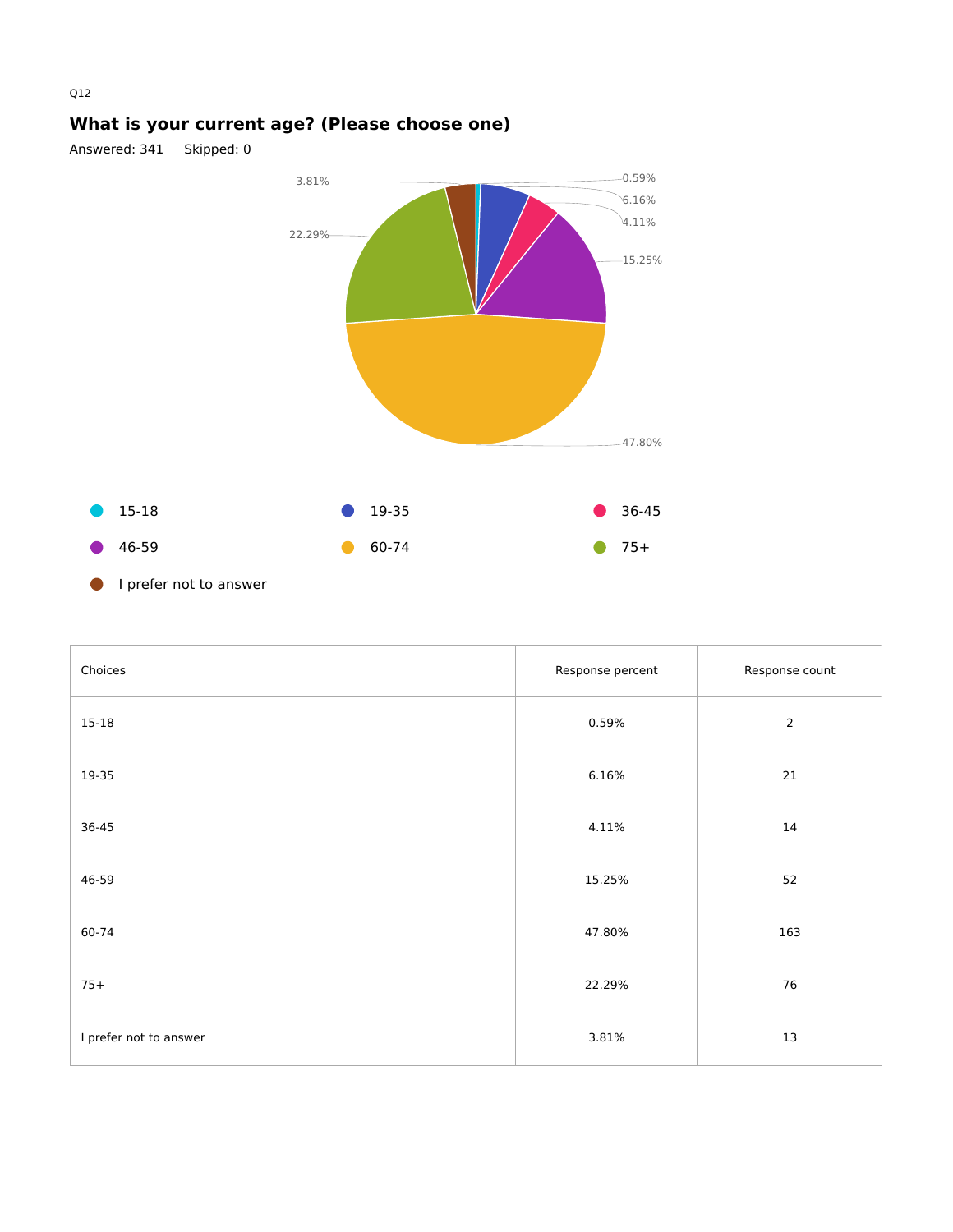Q12

## What is your current age? (Please choose one)

Answered: 341 Skipped: 0

3.81%
22.29%
0.59%
6.16%
4.11%
15.25%
47.80%

15-18
19-35
36-45
46-59
60-74
75+
I prefer not to answer

| Choices | Response percent | Response count |
|---|---|---|
| 15-18 | 0.59% | 2 |
| 19-35 | 6.16% | 21 |
| 36-45 | 4.11% | 14 |
| 46-59 | 15.25% | 52 |
| 60-74 | 47.80% | 163 |
| 75+ | 22.29% | 76 |
| I prefer not to answer | 3.81% | 13 |